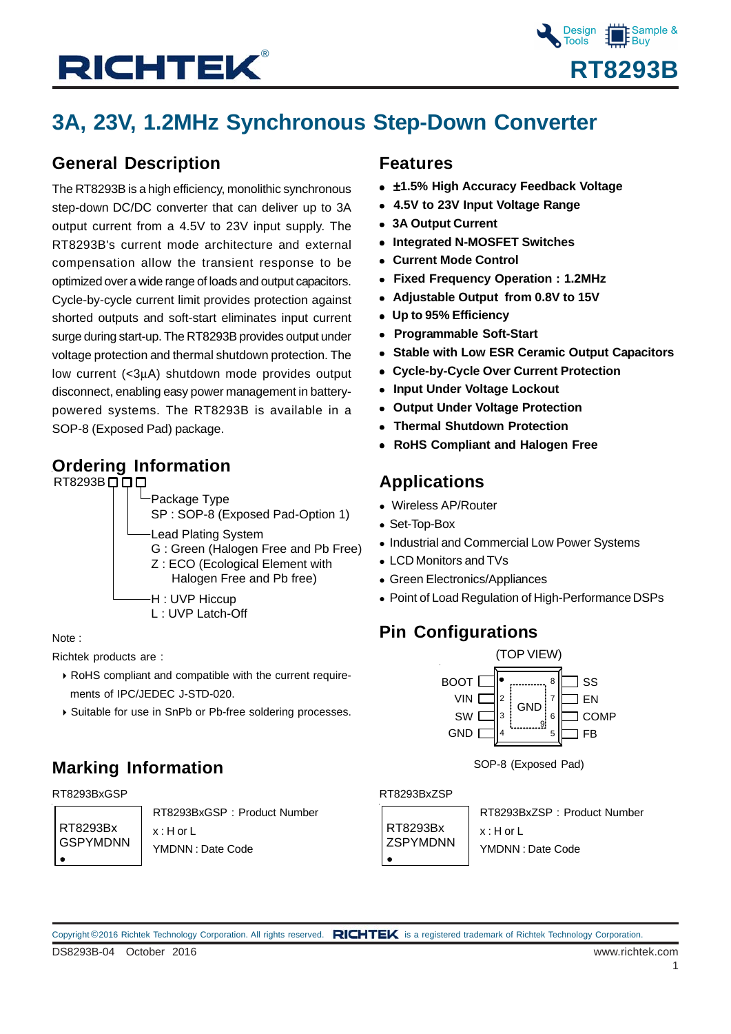# RT8293B

# 3A, 23V, 1.2MHz Synchronous Step-Down Converter

## General Description

The RT8293B is a high efficiency, monolithic synchronous step-down DC/DC converter that can deliver up to 3A output current from a 4.5V to 23V input supply. The RT8293B's current mode architecture and external compensation allow the transient response to be optimized over a wide range of loads and output capacitors. Cycle-by-cycle current limit provides protection against shorted outputs and soft-start eliminates input current surge during start-up. The RT8293B provides output under voltage protection and thermal shutdown protection. The low current (<3μA) shutdown mode provides output disconnect, enabling easy power management in battery-powered systems. The RT8293B is available in a SOP-8 (Exposed Pad) package.

## Ordering Information

RT8293B□□□

- Package Type
  - SP : SOP-8 (Exposed Pad-Option 1)
- Lead Plating System
  - G : Green (Halogen Free and Pb Free)
  - Z : ECO (Ecological Element with Halogen Free and Pb free)
- H : UVP Hiccup
- L : UVP Latch-Off

Note :

Richtek products are :

- RoHS compliant and compatible with the current requirements of IPC/JEDEC J-STD-020.
- Suitable for use in SnPb or Pb-free soldering processes.

## Features

- **±1.5% High Accuracy Feedback Voltage**
- **4.5V to 23V Input Voltage Range**
- **3A Output Current**
- **Integrated N-MOSFET Switches**
- **Current Mode Control**
- **Fixed Frequency Operation : 1.2MHz**
- **Adjustable Output from 0.8V to 15V**
- **Up to 95% Efficiency**
- **Programmable Soft-Start**
- **Stable with Low ESR Ceramic Output Capacitors**
- **Cycle-by-Cycle Over Current Protection**
- **Input Under Voltage Lockout**
- **Output Under Voltage Protection**
- **Thermal Shutdown Protection**
- **RoHS Compliant and Halogen Free**

## Applications

- Wireless AP/Router
- Set-Top-Box
- Industrial and Commercial Low Power Systems
- LCD Monitors and TVs
- Green Electronics/Appliances
- Point of Load Regulation of High-Performance DSPs

## Pin Configurations

(TOP VIEW)

| Pin | Name | Pin | Name |
|---|---|---|---|
| 1 | BOOT | 8 | SS |
| 2 | VIN | 7 | EN |
| 3 | SW | 6 | COMP |
| 4 | GND | 5 | FB |
| 9 (Exposed Pad) | GND | | |

SOP-8 (Exposed Pad)

## Marking Information

RT8293BxGSP

| RT8293Bx<br>GSPYMDNN |
|---|

RT8293BxGSP : Product Number

x : H or L

YMDNN : Date Code

RT8293BxZSP

| RT8293Bx<br>ZSPYMDNN |
|---|

RT8293BxZSP : Product Number

x : H or L

YMDNN : Date Code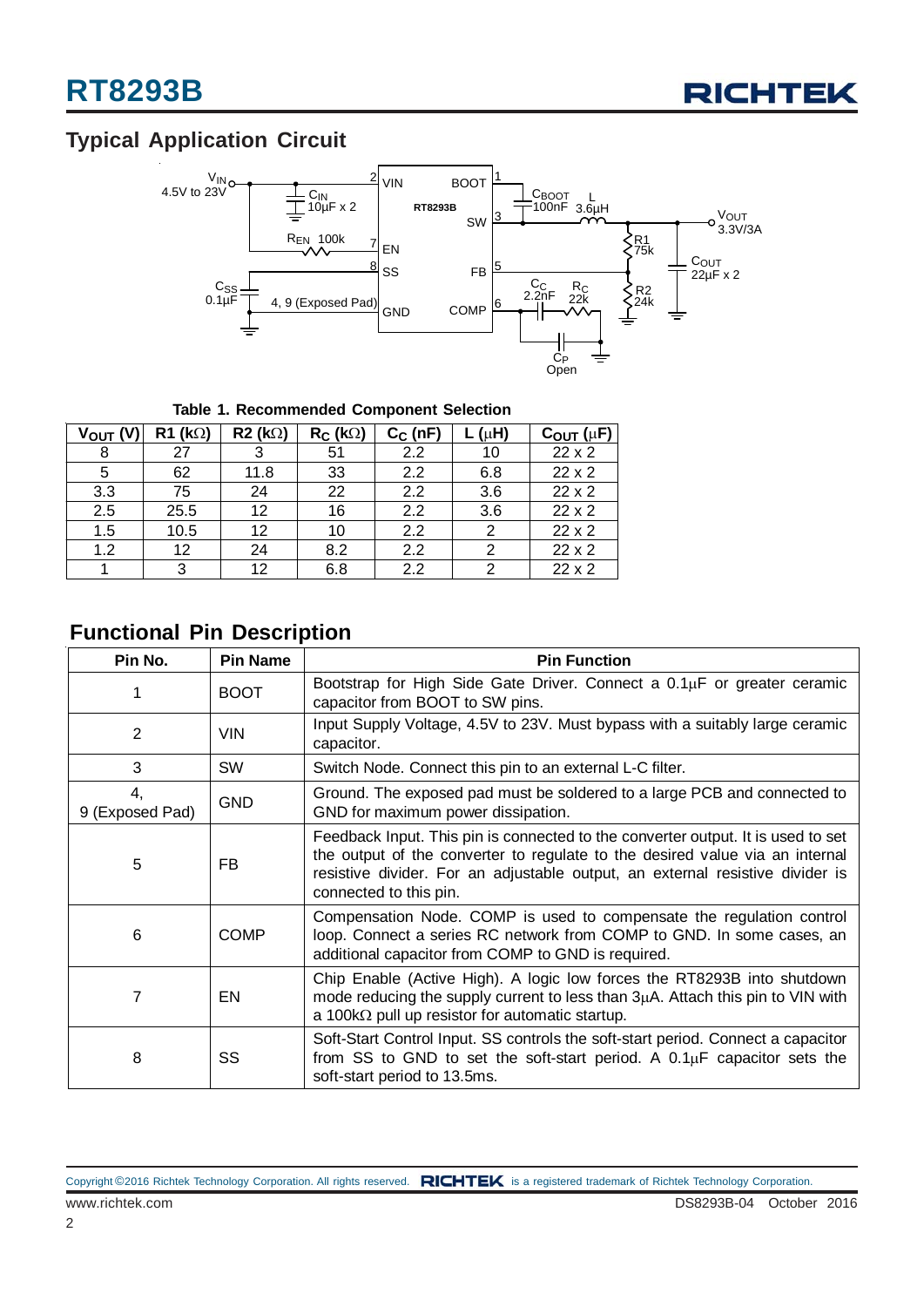## Typical Application Circuit

**Table 1. Recommended Component Selection**

| $V_{OUT}$ (V) | R1 (kΩ) | R2 (kΩ) | $R_C$ (kΩ) | $C_C$ (nF) | L (μH) | $C_{OUT}$ (μF) |
|---|---|---|---|---|---|---|
| 8 | 27 | 3 | 51 | 2.2 | 10 | 22 x 2 |
| 5 | 62 | 11.8 | 33 | 2.2 | 6.8 | 22 x 2 |
| 3.3 | 75 | 24 | 22 | 2.2 | 3.6 | 22 x 2 |
| 2.5 | 25.5 | 12 | 16 | 2.2 | 3.6 | 22 x 2 |
| 1.5 | 10.5 | 12 | 10 | 2.2 | 2 | 22 x 2 |
| 1.2 | 12 | 24 | 8.2 | 2.2 | 2 | 22 x 2 |
| 1 | 3 | 12 | 6.8 | 2.2 | 2 | 22 x 2 |

## Functional Pin Description

| Pin No. | Pin Name | Pin Function |
|---|---|---|
| 1 | BOOT | Bootstrap for High Side Gate Driver. Connect a 0.1μF or greater ceramic capacitor from BOOT to SW pins. |
| 2 | VIN | Input Supply Voltage, 4.5V to 23V. Must bypass with a suitably large ceramic capacitor. |
| 3 | SW | Switch Node. Connect this pin to an external L-C filter. |
| 4, 9 (Exposed Pad) | GND | Ground. The exposed pad must be soldered to a large PCB and connected to GND for maximum power dissipation. |
| 5 | FB | Feedback Input. This pin is connected to the converter output. It is used to set the output of the converter to regulate to the desired value via an internal resistive divider. For an adjustable output, an external resistive divider is connected to this pin. |
| 6 | COMP | Compensation Node. COMP is used to compensate the regulation control loop. Connect a series RC network from COMP to GND. In some cases, an additional capacitor from COMP to GND is required. |
| 7 | EN | Chip Enable (Active High). A logic low forces the RT8293B into shutdown mode reducing the supply current to less than 3μA. Attach this pin to VIN with a 100kΩ pull up resistor for automatic startup. |
| 8 | SS | Soft-Start Control Input. SS controls the soft-start period. Connect a capacitor from SS to GND to set the soft-start period. A 0.1μF capacitor sets the soft-start period to 13.5ms. |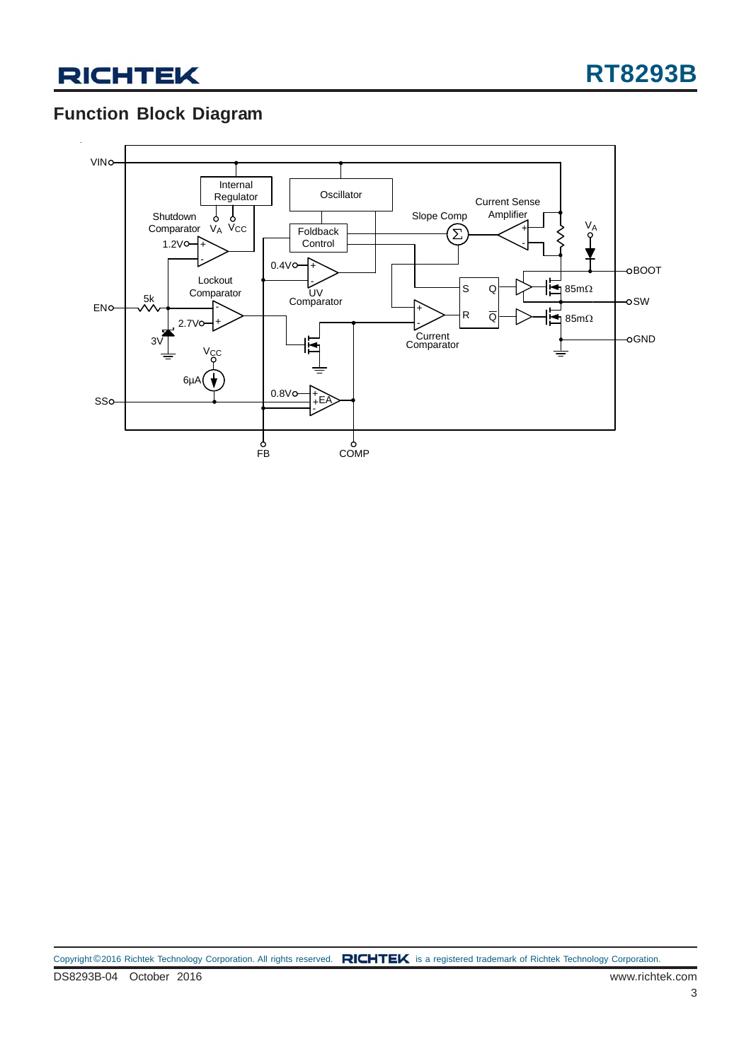## Function Block Diagram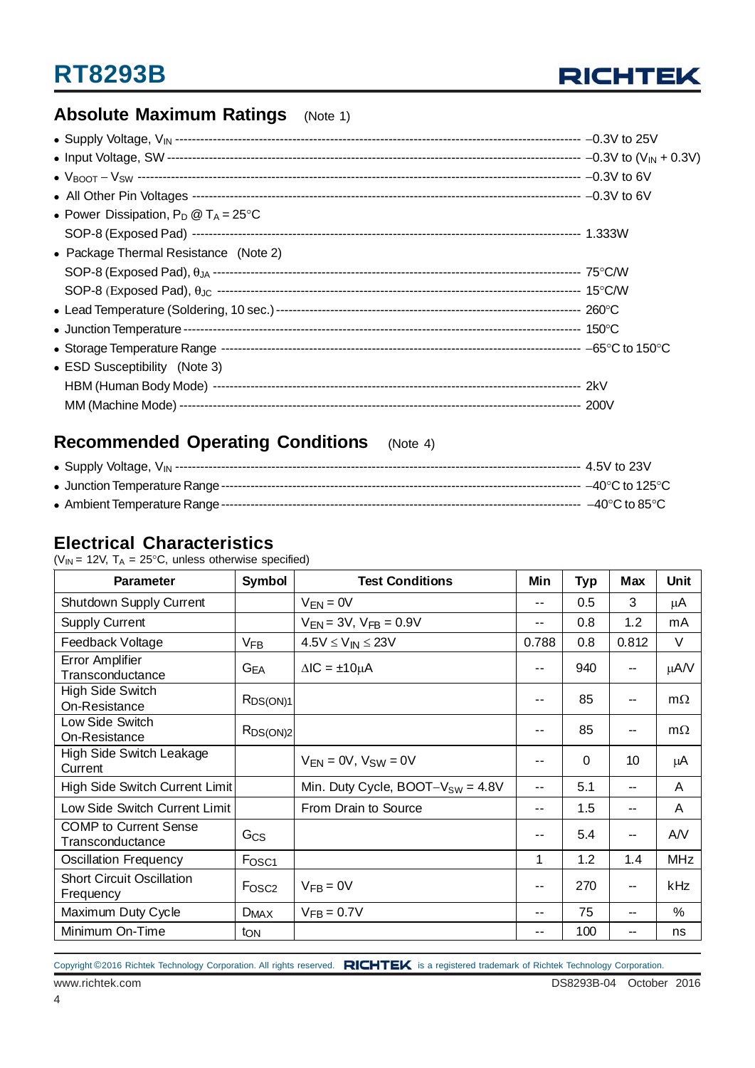## Absolute Maximum Ratings (Note 1)

- Supply Voltage, $V_{IN}$ ---------- –0.3V to 25V
- Input Voltage, SW ---------- –0.3V to ($V_{IN}$ + 0.3V)
- $V_{BOOT}$ – $V_{SW}$ ---------- –0.3V to 6V
- All Other Pin Voltages ---------- –0.3V to 6V
- Power Dissipation, $P_D$ @ $T_A$ = 25°C
  SOP-8 (Exposed Pad) ---------- 1.333W
- Package Thermal Resistance (Note 2)
  SOP-8 (Exposed Pad), $\theta_{JA}$ ---------- 75°C/W
  SOP-8 (Exposed Pad), $\theta_{JC}$ ---------- 15°C/W
- Lead Temperature (Soldering, 10 sec.) ---------- 260°C
- Junction Temperature ---------- 150°C
- Storage Temperature Range ---------- –65°C to 150°C
- ESD Susceptibility (Note 3)
  HBM (Human Body Mode) ---------- 2kV
  MM (Machine Mode) ---------- 200V

## Recommended Operating Conditions (Note 4)

- Supply Voltage, $V_{IN}$ ---------- 4.5V to 23V
- Junction Temperature Range ---------- –40°C to 125°C
- Ambient Temperature Range ---------- –40°C to 85°C

## Electrical Characteristics

($V_{IN}$ = 12V, $T_A$ = 25°C, unless otherwise specified)

| Parameter | Symbol | Test Conditions | Min | Typ | Max | Unit |
|---|---|---|---|---|---|---|
| Shutdown Supply Current | | $V_{EN}$ = 0V | -- | 0.5 | 3 | μA |
| Supply Current | | $V_{EN}$ = 3V, $V_{FB}$ = 0.9V | -- | 0.8 | 1.2 | mA |
| Feedback Voltage | $V_{FB}$ | 4.5V ≤ $V_{IN}$ ≤ 23V | 0.788 | 0.8 | 0.812 | V |
| Error Amplifier Transconductance | $G_{EA}$ | ΔIC = ±10μA | -- | 940 | -- | μA/V |
| High Side Switch On-Resistance | $R_{DS(ON)1}$ | | -- | 85 | -- | mΩ |
| Low Side Switch On-Resistance | $R_{DS(ON)2}$ | | -- | 85 | -- | mΩ |
| High Side Switch Leakage Current | | $V_{EN}$ = 0V, $V_{SW}$ = 0V | -- | 0 | 10 | μA |
| High Side Switch Current Limit | | Min. Duty Cycle, BOOT–$V_{SW}$ = 4.8V | -- | 5.1 | -- | A |
| Low Side Switch Current Limit | | From Drain to Source | -- | 1.5 | -- | A |
| COMP to Current Sense Transconductance | $G_{CS}$ | | -- | 5.4 | -- | A/V |
| Oscillation Frequency | $F_{OSC1}$ | | 1 | 1.2 | 1.4 | MHz |
| Short Circuit Oscillation Frequency | $F_{OSC2}$ | $V_{FB}$ = 0V | -- | 270 | -- | kHz |
| Maximum Duty Cycle | $D_{MAX}$ | $V_{FB}$ = 0.7V | -- | 75 | -- | % |
| Minimum On-Time | $t_{ON}$ | | -- | 100 | -- | ns |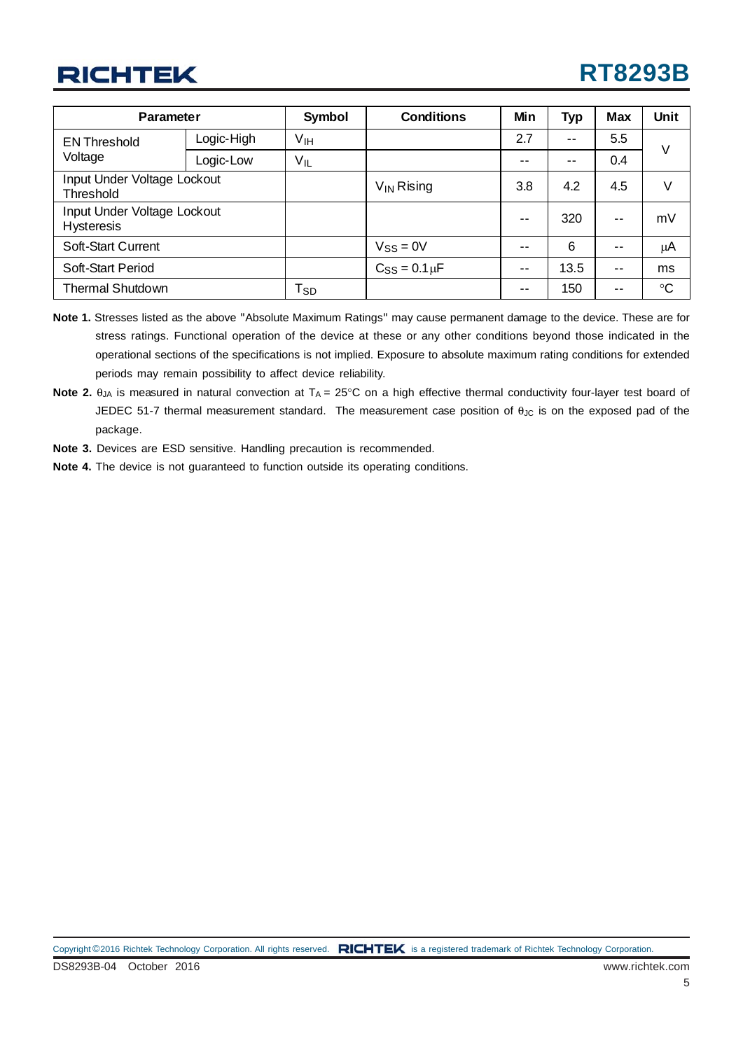| Parameter | | Symbol | Conditions | Min | Typ | Max | Unit |
|---|---|---|---|---|---|---|---|
| EN Threshold Voltage | Logic-High | $V_{IH}$ | | 2.7 | -- | 5.5 | V |
| | Logic-Low | $V_{IL}$ | | -- | -- | 0.4 | |
| Input Under Voltage Lockout Threshold | | | $V_{IN}$ Rising | 3.8 | 4.2 | 4.5 | V |
| Input Under Voltage Lockout Hysteresis | | | | -- | 320 | -- | mV |
| Soft-Start Current | | | $V_{SS}$ = 0V | -- | 6 | -- | μA |
| Soft-Start Period | | | $C_{SS}$ = 0.1μF | -- | 13.5 | -- | ms |
| Thermal Shutdown | | $T_{SD}$ | | -- | 150 | -- | °C |

**Note 1.** Stresses listed as the above "Absolute Maximum Ratings" may cause permanent damage to the device. These are for stress ratings. Functional operation of the device at these or any other conditions beyond those indicated in the operational sections of the specifications is not implied. Exposure to absolute maximum rating conditions for extended periods may remain possibility to affect device reliability.

**Note 2.** $\theta_{JA}$ is measured in natural convection at $T_A$ = 25°C on a high effective thermal conductivity four-layer test board of JEDEC 51-7 thermal measurement standard. The measurement case position of $\theta_{JC}$ is on the exposed pad of the package.

**Note 3.** Devices are ESD sensitive. Handling precaution is recommended.

**Note 4.** The device is not guaranteed to function outside its operating conditions.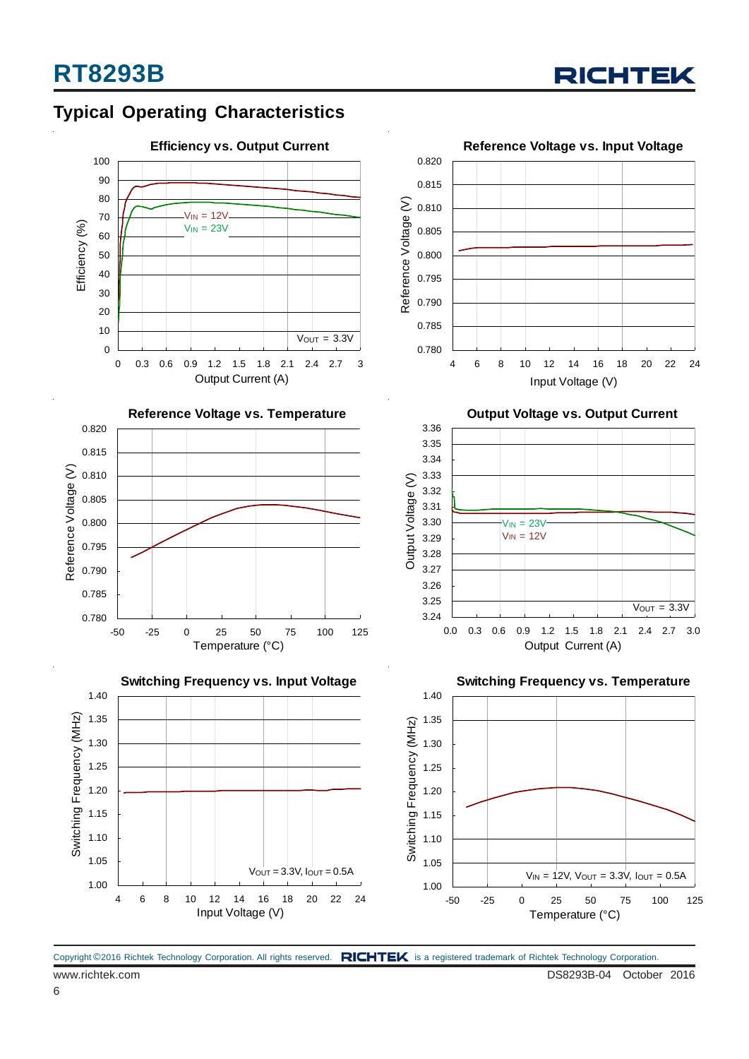## Typical Operating Characteristics

**Efficiency vs. Output Current**

Efficiency (%) vs. Output Current (A); $V_{IN}$ = 12V, $V_{IN}$ = 23V; $V_{OUT}$ = 3.3V

**Reference Voltage vs. Input Voltage**

Reference Voltage (V) vs. Input Voltage (V)

**Reference Voltage vs. Temperature**

Reference Voltage (V) vs. Temperature (°C)

**Output Voltage vs. Output Current**

Output Voltage (V) vs. Output Current (A); $V_{IN}$ = 23V, $V_{IN}$ = 12V; $V_{OUT}$ = 3.3V

**Switching Frequency vs. Input Voltage**

Switching Frequency (MHz) vs. Input Voltage (V); $V_{OUT}$ = 3.3V, $I_{OUT}$ = 0.5A

**Switching Frequency vs. Temperature**

Switching Frequency (MHz) vs. Temperature (°C); $V_{IN}$ = 12V, $V_{OUT}$ = 3.3V, $I_{OUT}$ = 0.5A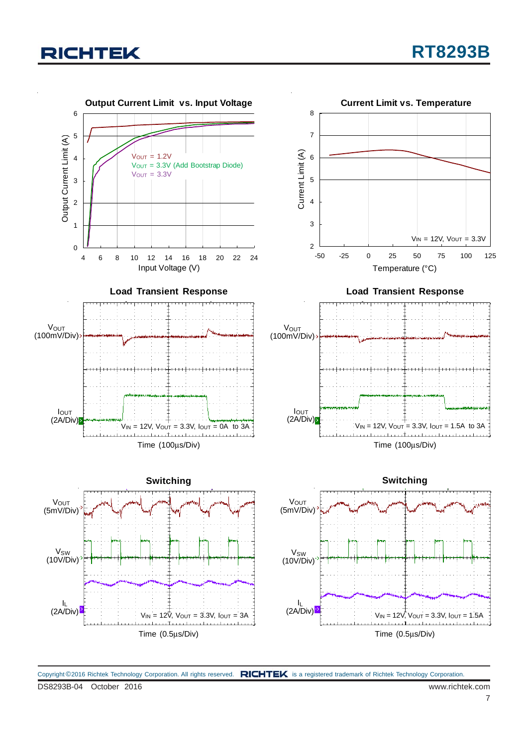**Output Current Limit vs. Input Voltage**

Output Current Limit (A)

$V_{OUT}$ = 1.2V
$V_{OUT}$ = 3.3V (Add Bootstrap Diode)
$V_{OUT}$ = 3.3V

Input Voltage (V)

**Current Limit vs. Temperature**

Current Limit (A)

$V_{IN}$ = 12V, $V_{OUT}$ = 3.3V

Temperature (°C)

**Load Transient Response**

$V_{OUT}$ (100mV/Div)

$I_{OUT}$ (2A/Div)

$V_{IN}$ = 12V, $V_{OUT}$ = 3.3V, $I_{OUT}$ = 0A to 3A

Time (100μs/Div)

**Load Transient Response**

$V_{OUT}$ (100mV/Div)

$I_{OUT}$ (2A/Div)

$V_{IN}$ = 12V, $V_{OUT}$ = 3.3V, $I_{OUT}$ = 1.5A to 3A

Time (100μs/Div)

**Switching**

$V_{OUT}$ (5mV/Div)

$V_{SW}$ (10V/Div)

$I_L$ (2A/Div)

$V_{IN}$ = 12V, $V_{OUT}$ = 3.3V, $I_{OUT}$ = 3A

Time (0.5μs/Div)

**Switching**

$V_{OUT}$ (5mV/Div)

$V_{SW}$ (10V/Div)

$I_L$ (2A/Div)

$V_{IN}$ = 12V, $V_{OUT}$ = 3.3V, $I_{OUT}$ = 1.5A

Time (0.5μs/Div)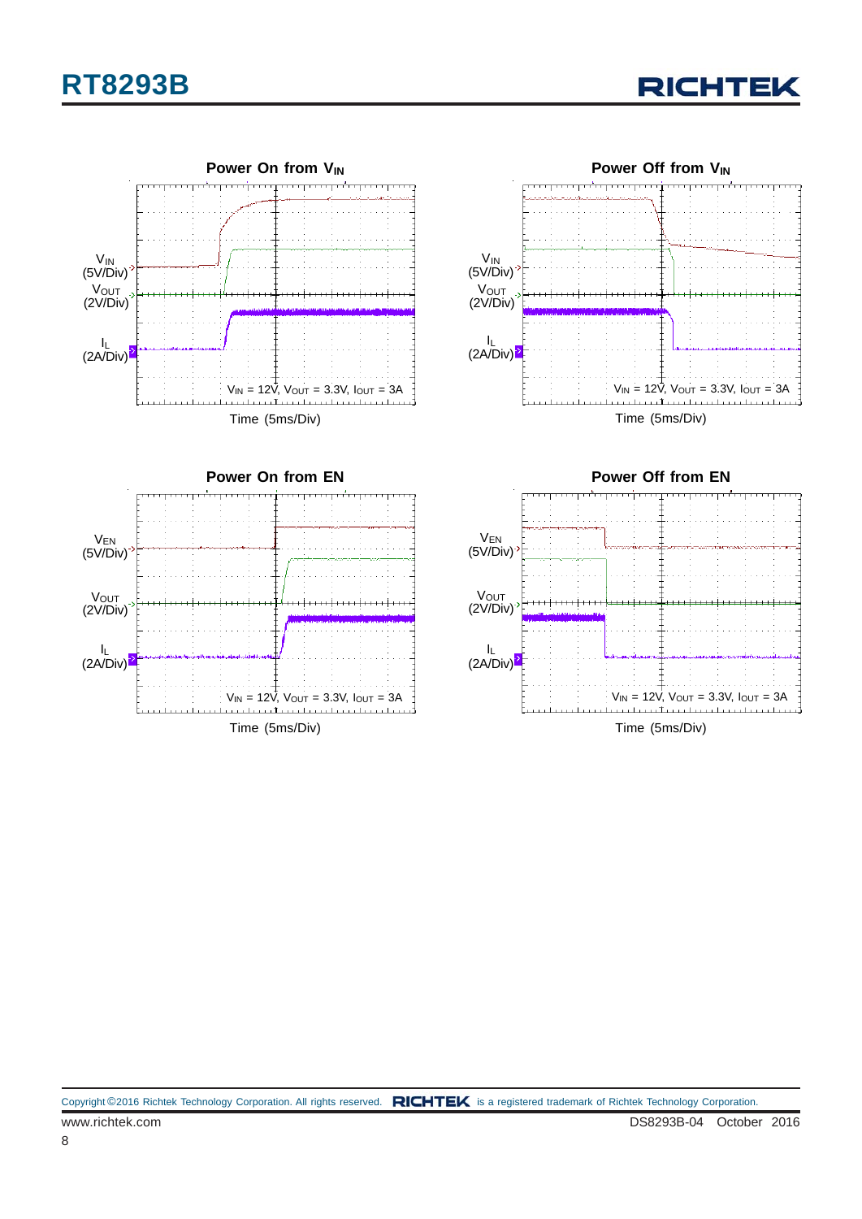**Power On from $V_{IN}$**

$V_{IN}$ (5V/Div)

$V_{OUT}$ (2V/Div)

$I_L$ (2A/Div)

$V_{IN}$ = 12V, $V_{OUT}$ = 3.3V, $I_{OUT}$ = 3A

Time (5ms/Div)

**Power Off from $V_{IN}$**

$V_{IN}$ (5V/Div)

$V_{OUT}$ (2V/Div)

$I_L$ (2A/Div)

$V_{IN}$ = 12V, $V_{OUT}$ = 3.3V, $I_{OUT}$ = 3A

Time (5ms/Div)

**Power On from EN**

$V_{EN}$ (5V/Div)

$V_{OUT}$ (2V/Div)

$I_L$ (2A/Div)

$V_{IN}$ = 12V, $V_{OUT}$ = 3.3V, $I_{OUT}$ = 3A

Time (5ms/Div)

**Power Off from EN**

$V_{EN}$ (5V/Div)

$V_{OUT}$ (2V/Div)

$I_L$ (2A/Div)

$V_{IN}$ = 12V, $V_{OUT}$ = 3.3V, $I_{OUT}$ = 3A

Time (5ms/Div)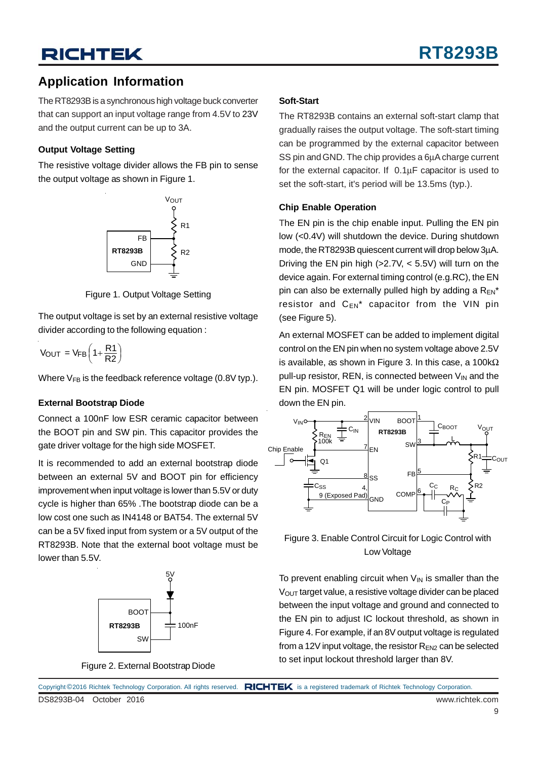## Application Information

The RT8293B is a synchronous high voltage buck converter that can support an input voltage range from 4.5V to 23V and the output current can be up to 3A.

### Output Voltage Setting

The resistive voltage divider allows the FB pin to sense the output voltage as shown in Figure 1.

Figure 1. Output Voltage Setting

The output voltage is set by an external resistive voltage divider according to the following equation :

$$V_{OUT} = V_{FB}\left(1+\frac{R1}{R2}\right)$$

Where $V_{FB}$ is the feedback reference voltage (0.8V typ.).

### External Bootstrap Diode

Connect a 100nF low ESR ceramic capacitor between the BOOT pin and SW pin. This capacitor provides the gate driver voltage for the high side MOSFET.

It is recommended to add an external bootstrap diode between an external 5V and BOOT pin for efficiency improvement when input voltage is lower than 5.5V or duty cycle is higher than 65% .The bootstrap diode can be a low cost one such as IN4148 or BAT54. The external 5V can be a 5V fixed input from system or a 5V output of the RT8293B. Note that the external boot voltage must be lower than 5.5V.

Figure 2. External Bootstrap Diode

### Soft-Start

The RT8293B contains an external soft-start clamp that gradually raises the output voltage. The soft-start timing can be programmed by the external capacitor between SS pin and GND. The chip provides a 6μA charge current for the external capacitor. If 0.1μF capacitor is used to set the soft-start, it's period will be 13.5ms (typ.).

### Chip Enable Operation

The EN pin is the chip enable input. Pulling the EN pin low (<0.4V) will shutdown the device. During shutdown mode, the RT8293B quiescent current will drop below 3μA. Driving the EN pin high (>2.7V, < 5.5V) will turn on the device again. For external timing control (e.g.RC), the EN pin can also be externally pulled high by adding a $R_{EN}$* resistor and $C_{EN}$* capacitor from the VIN pin (see Figure 5).

An external MOSFET can be added to implement digital control on the EN pin when no system voltage above 2.5V is available, as shown in Figure 3. In this case, a 100kΩ pull-up resistor, REN, is connected between $V_{IN}$ and the EN pin. MOSFET Q1 will be under logic control to pull down the EN pin.

Figure 3. Enable Control Circuit for Logic Control with Low Voltage

To prevent enabling circuit when $V_{IN}$ is smaller than the $V_{OUT}$ target value, a resistive voltage divider can be placed between the input voltage and ground and connected to the EN pin to adjust IC lockout threshold, as shown in Figure 4. For example, if an 8V output voltage is regulated from a 12V input voltage, the resistor $R_{EN2}$ can be selected to set input lockout threshold larger than 8V.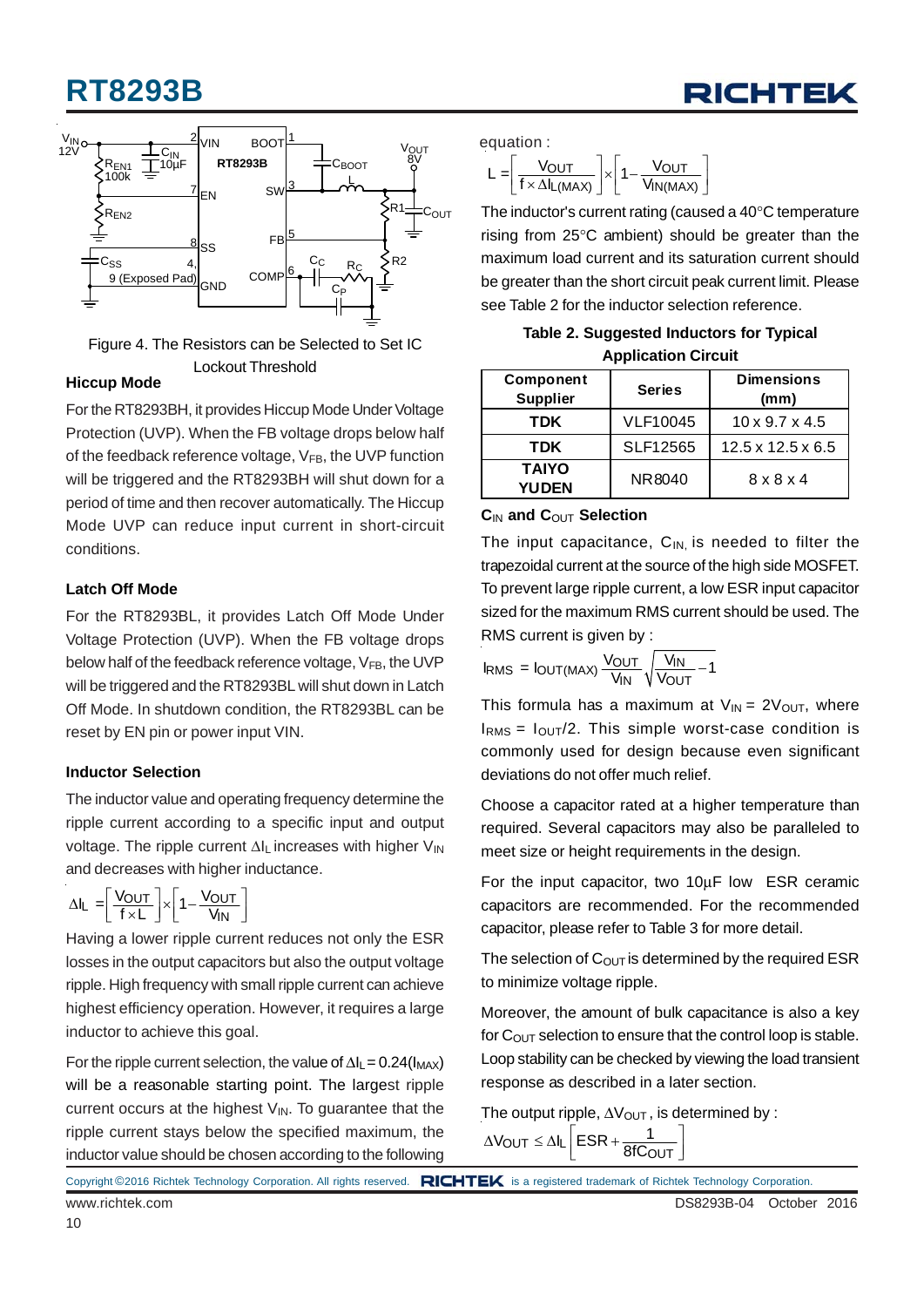Figure 4. The Resistors can be Selected to Set IC Lockout Threshold

### Hiccup Mode

For the RT8293BH, it provides Hiccup Mode Under Voltage Protection (UVP). When the FB voltage drops below half of the feedback reference voltage, $V_{FB}$, the UVP function will be triggered and the RT8293BH will shut down for a period of time and then recover automatically. The Hiccup Mode UVP can reduce input current in short-circuit conditions.

### Latch Off Mode

For the RT8293BL, it provides Latch Off Mode Under Voltage Protection (UVP). When the FB voltage drops below half of the feedback reference voltage, $V_{FB}$, the UVP will be triggered and the RT8293BL will shut down in Latch Off Mode. In shutdown condition, the RT8293BL can be reset by EN pin or power input VIN.

### Inductor Selection

The inductor value and operating frequency determine the ripple current according to a specific input and output voltage. The ripple current $\Delta I_L$ increases with higher $V_{IN}$ and decreases with higher inductance.

$$\Delta I_L = \left[\frac{V_{OUT}}{f \times L}\right] \times \left[1 - \frac{V_{OUT}}{V_{IN}}\right]$$

Having a lower ripple current reduces not only the ESR losses in the output capacitors but also the output voltage ripple. High frequency with small ripple current can achieve highest efficiency operation. However, it requires a large inductor to achieve this goal.

For the ripple current selection, the value of $\Delta I_L = 0.24(I_{MAX})$ will be a reasonable starting point. The largest ripple current occurs at the highest $V_{IN}$. To guarantee that the ripple current stays below the specified maximum, the inductor value should be chosen according to the following equation :

$$L = \left[\frac{V_{OUT}}{f \times \Delta I_{L(MAX)}}\right] \times \left[1 - \frac{V_{OUT}}{V_{IN(MAX)}}\right]$$

The inductor's current rating (caused a 40°C temperature rising from 25°C ambient) should be greater than the maximum load current and its saturation current should be greater than the short circuit peak current limit. Please see Table 2 for the inductor selection reference.

**Table 2. Suggested Inductors for Typical Application Circuit**

| Component Supplier | Series | Dimensions (mm) |
|---|---|---|
| TDK | VLF10045 | 10 x 9.7 x 4.5 |
| TDK | SLF12565 | 12.5 x 12.5 x 6.5 |
| TAIYO YUDEN | NR8040 | 8 x 8 x 4 |

### $C_{IN}$ and $C_{OUT}$ Selection

The input capacitance, $C_{IN}$, is needed to filter the trapezoidal current at the source of the high side MOSFET. To prevent large ripple current, a low ESR input capacitor sized for the maximum RMS current should be used. The RMS current is given by :

$$I_{RMS} = I_{OUT(MAX)} \frac{V_{OUT}}{V_{IN}} \sqrt{\frac{V_{IN}}{V_{OUT}} - 1}$$

This formula has a maximum at $V_{IN} = 2V_{OUT}$, where $I_{RMS} = I_{OUT}/2$. This simple worst-case condition is commonly used for design because even significant deviations do not offer much relief.

Choose a capacitor rated at a higher temperature than required. Several capacitors may also be paralleled to meet size or height requirements in the design.

For the input capacitor, two 10μF low ESR ceramic capacitors are recommended. For the recommended capacitor, please refer to Table 3 for more detail.

The selection of $C_{OUT}$ is determined by the required ESR to minimize voltage ripple.

Moreover, the amount of bulk capacitance is also a key for $C_{OUT}$ selection to ensure that the control loop is stable. Loop stability can be checked by viewing the load transient response as described in a later section.

The output ripple, $\Delta V_{OUT}$, is determined by :

$$\Delta V_{OUT} \leq \Delta I_L \left[ESR + \frac{1}{8fC_{OUT}}\right]$$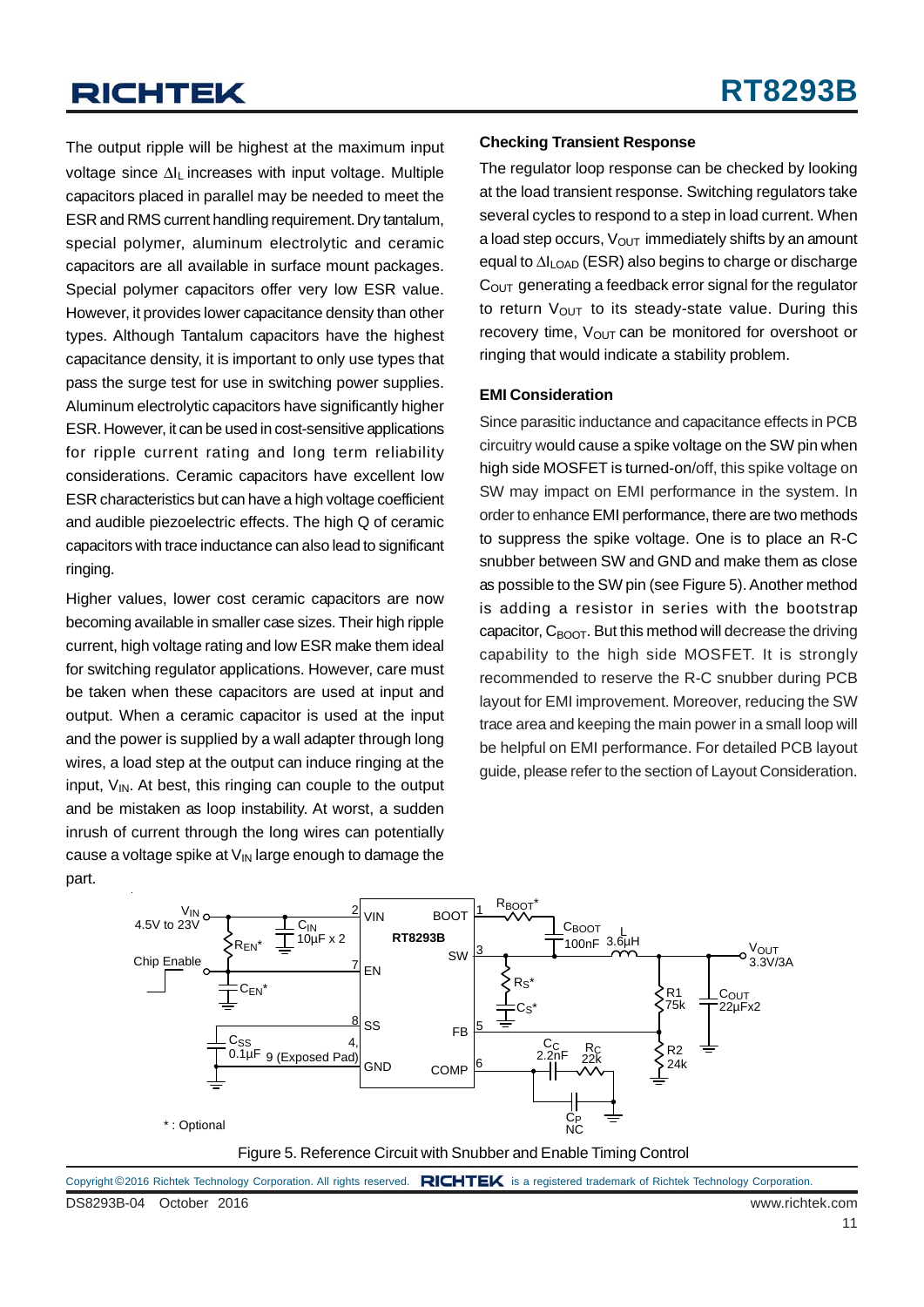The output ripple will be highest at the maximum input voltage since $\Delta I_L$ increases with input voltage. Multiple capacitors placed in parallel may be needed to meet the ESR and RMS current handling requirement. Dry tantalum, special polymer, aluminum electrolytic and ceramic capacitors are all available in surface mount packages. Special polymer capacitors offer very low ESR value. However, it provides lower capacitance density than other types. Although Tantalum capacitors have the highest capacitance density, it is important to only use types that pass the surge test for use in switching power supplies. Aluminum electrolytic capacitors have significantly higher ESR. However, it can be used in cost-sensitive applications for ripple current rating and long term reliability considerations. Ceramic capacitors have excellent low ESR characteristics but can have a high voltage coefficient and audible piezoelectric effects. The high Q of ceramic capacitors with trace inductance can also lead to significant ringing.

Higher values, lower cost ceramic capacitors are now becoming available in smaller case sizes. Their high ripple current, high voltage rating and low ESR make them ideal for switching regulator applications. However, care must be taken when these capacitors are used at input and output. When a ceramic capacitor is used at the input and the power is supplied by a wall adapter through long wires, a load step at the output can induce ringing at the input, $V_{IN}$. At best, this ringing can couple to the output and be mistaken as loop instability. At worst, a sudden inrush of current through the long wires can potentially cause a voltage spike at $V_{IN}$ large enough to damage the part.

**Checking Transient Response**

The regulator loop response can be checked by looking at the load transient response. Switching regulators take several cycles to respond to a step in load current. When a load step occurs, $V_{OUT}$ immediately shifts by an amount equal to $\Delta I_{LOAD}$ (ESR) also begins to charge or discharge $C_{OUT}$ generating a feedback error signal for the regulator to return $V_{OUT}$ to its steady-state value. During this recovery time, $V_{OUT}$ can be monitored for overshoot or ringing that would indicate a stability problem.

**EMI Consideration**

Since parasitic inductance and capacitance effects in PCB circuitry would cause a spike voltage on the SW pin when high side MOSFET is turned-on/off, this spike voltage on SW may impact on EMI performance in the system. In order to enhance EMI performance, there are two methods to suppress the spike voltage. One is to place an R-C snubber between SW and GND and make them as close as possible to the SW pin (see Figure 5). Another method is adding a resistor in series with the bootstrap capacitor, $C_{BOOT}$. But this method will decrease the driving capability to the high side MOSFET. It is strongly recommended to reserve the R-C snubber during PCB layout for EMI improvement. Moreover, reducing the SW trace area and keeping the main power in a small loop will be helpful on EMI performance. For detailed PCB layout guide, please refer to the section of Layout Consideration.

Figure 5. Reference Circuit with Snubber and Enable Timing Control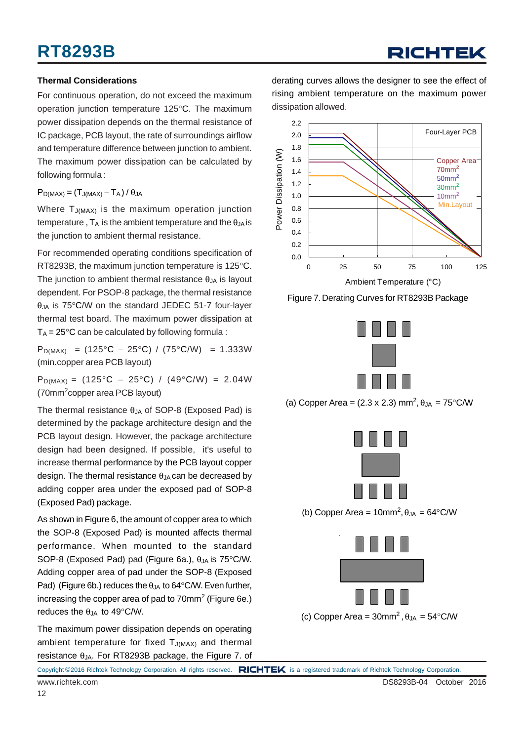### Thermal Considerations

For continuous operation, do not exceed the maximum operation junction temperature 125°C. The maximum power dissipation depends on the thermal resistance of IC package, PCB layout, the rate of surroundings airflow and temperature difference between junction to ambient. The maximum power dissipation can be calculated by following formula :

$P_{D(MAX)} = (T_{J(MAX)} - T_A) / \theta_{JA}$

Where $T_{J(MAX)}$ is the maximum operation junction temperature , $T_A$ is the ambient temperature and the $\theta_{JA}$ is the junction to ambient thermal resistance.

For recommended operating conditions specification of RT8293B, the maximum junction temperature is 125°C. The junction to ambient thermal resistance $\theta_{JA}$ is layout dependent. For PSOP-8 package, the thermal resistance $\theta_{JA}$ is 75°C/W on the standard JEDEC 51-7 four-layer thermal test board. The maximum power dissipation at $T_A$ = 25°C can be calculated by following formula :

$P_{D(MAX)}$ = (125°C − 25°C) / (75°C/W) = 1.333W (min.copper area PCB layout)

$P_{D(MAX)}$ = (125°C − 25°C) / (49°C/W) = 2.04W (70mm$^2$ copper area PCB layout)

The thermal resistance $\theta_{JA}$ of SOP-8 (Exposed Pad) is determined by the package architecture design and the PCB layout design. However, the package architecture design had been designed. If possible, it's useful to increase thermal performance by the PCB layout copper design. The thermal resistance $\theta_{JA}$ can be decreased by adding copper area under the exposed pad of SOP-8 (Exposed Pad) package.

As shown in Figure 6, the amount of copper area to which the SOP-8 (Exposed Pad) is mounted affects thermal performance. When mounted to the standard SOP-8 (Exposed Pad) pad (Figure 6a.), $\theta_{JA}$ is 75°C/W. Adding copper area of pad under the SOP-8 (Exposed Pad) (Figure 6b.) reduces the $\theta_{JA}$ to 64°C/W. Even further, increasing the copper area of pad to 70mm$^2$ (Figure 6e.) reduces the $\theta_{JA}$ to 49°C/W.

The maximum power dissipation depends on operating ambient temperature for fixed $T_{J(MAX)}$ and thermal resistance $\theta_{JA}$. For RT8293B package, the Figure 7. of derating curves allows the designer to see the effect of rising ambient temperature on the maximum power dissipation allowed.

Figure 7. Derating Curves for RT8293B Package

(a) Copper Area = (2.3 x 2.3) mm$^2$, $\theta_{JA}$ = 75°C/W

(b) Copper Area = 10mm$^2$, $\theta_{JA}$ = 64°C/W

(c) Copper Area = 30mm$^2$ , $\theta_{JA}$ = 54°C/W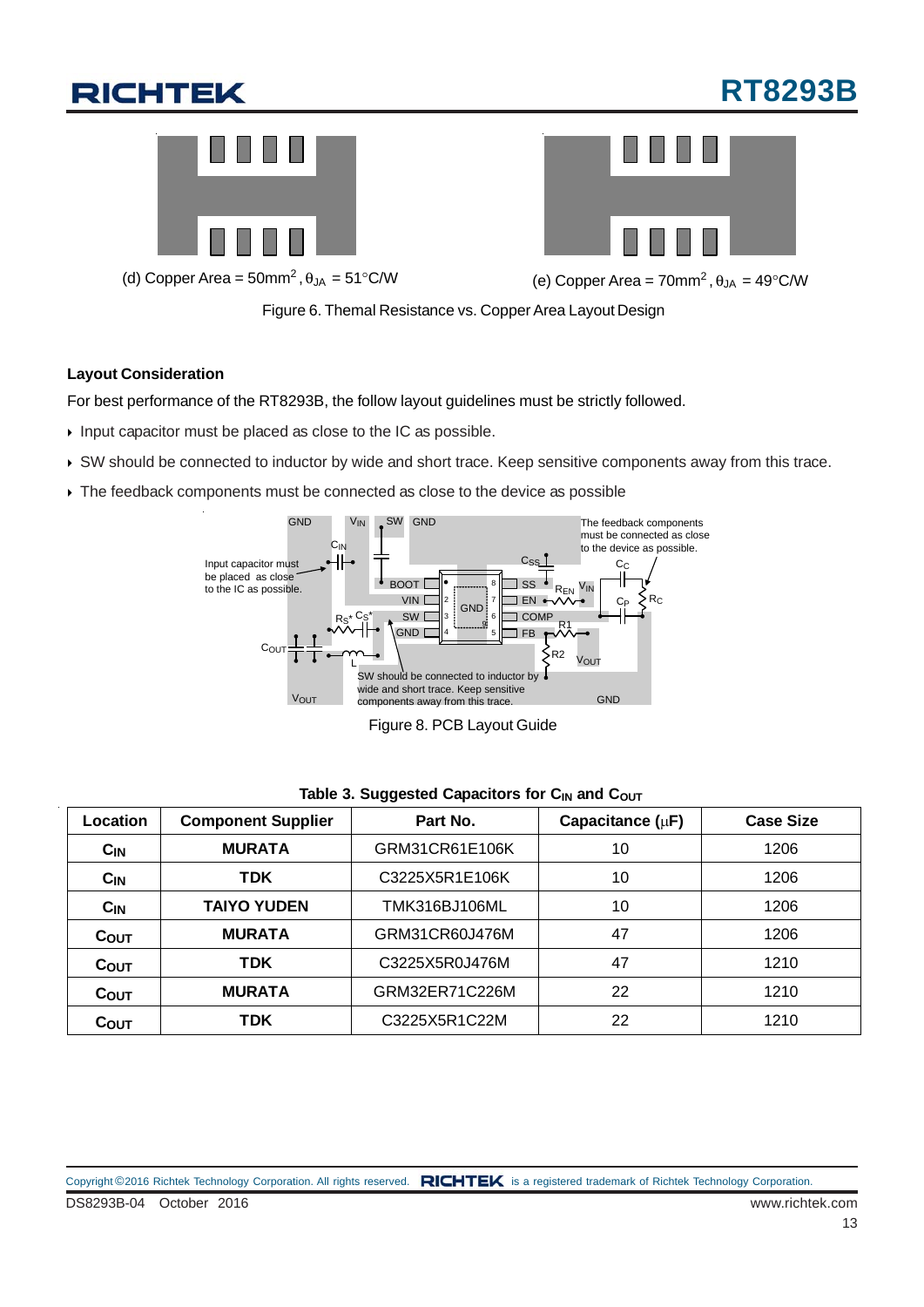(d) Copper Area = 50mm$^2$, $\theta_{JA}$ = 51°C/W

(e) Copper Area = 70mm$^2$, $\theta_{JA}$ = 49°C/W

Figure 6. Themal Resistance vs. Copper Area Layout Design

### Layout Consideration

For best performance of the RT8293B, the follow layout guidelines must be strictly followed.

- Input capacitor must be placed as close to the IC as possible.
- SW should be connected to inductor by wide and short trace. Keep sensitive components away from this trace.
- The feedback components must be connected as close to the device as possible

Figure 8. PCB Layout Guide

**Table 3. Suggested Capacitors for $C_{IN}$ and $C_{OUT}$**

| Location | Component Supplier | Part No. | Capacitance (μF) | Case Size |
|---|---|---|---|---|
| $C_{IN}$ | MURATA | GRM31CR61E106K | 10 | 1206 |
| $C_{IN}$ | TDK | C3225X5R1E106K | 10 | 1206 |
| $C_{IN}$ | TAIYO YUDEN | TMK316BJ106ML | 10 | 1206 |
| $C_{OUT}$ | MURATA | GRM31CR60J476M | 47 | 1206 |
| $C_{OUT}$ | TDK | C3225X5R0J476M | 47 | 1210 |
| $C_{OUT}$ | MURATA | GRM32ER71C226M | 22 | 1210 |
| $C_{OUT}$ | TDK | C3225X5R1C22M | 22 | 1210 |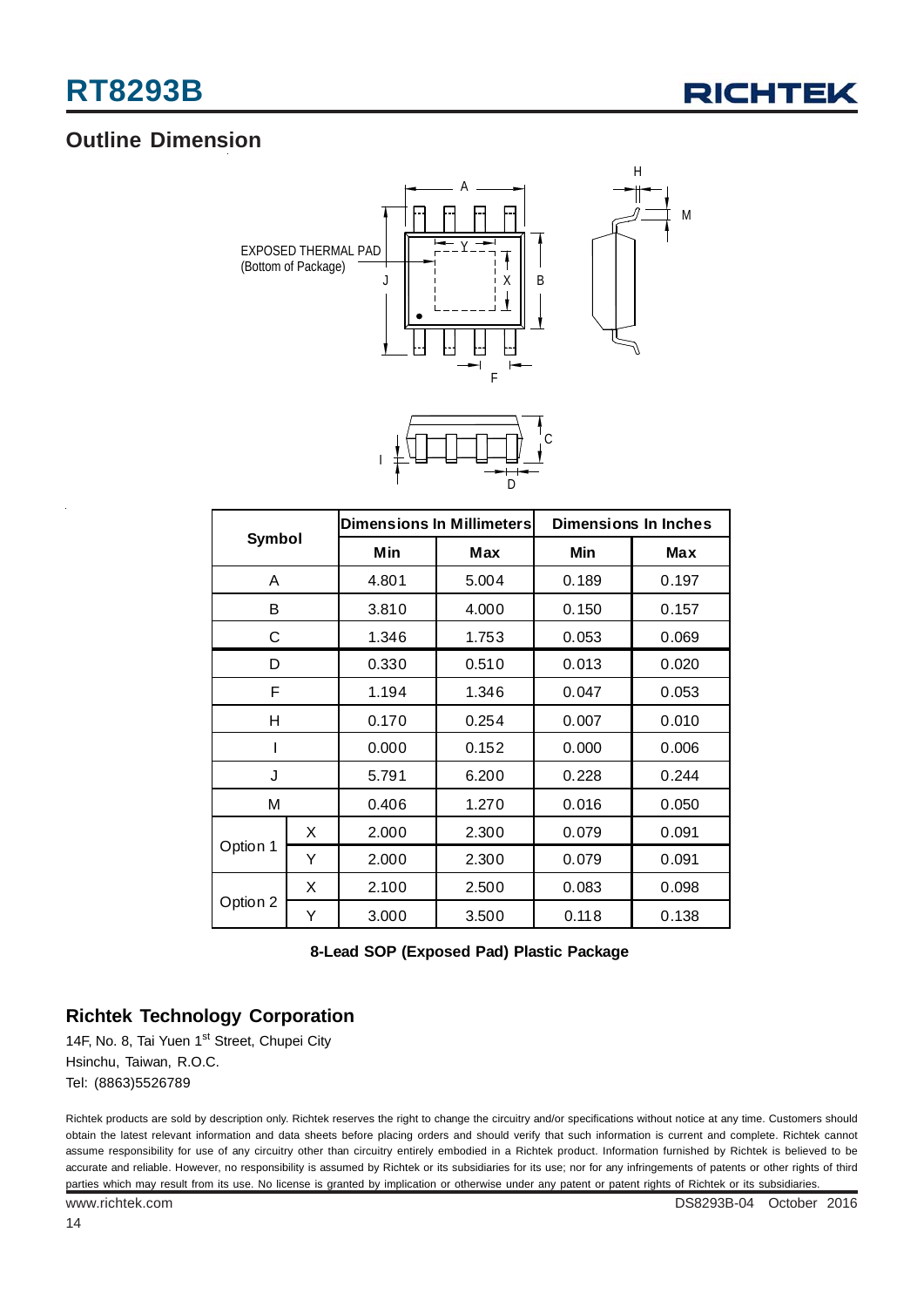## Outline Dimension

EXPOSED THERMAL PAD
(Bottom of Package)

A
B
C
D
F
H
I
J
M
X
Y

| Symbol | | Dimensions In Millimeters | | Dimensions In Inches | |
|---|---|---|---|---|---|
| | | Min | Max | Min | Max |
| A | | 4.801 | 5.004 | 0.189 | 0.197 |
| B | | 3.810 | 4.000 | 0.150 | 0.157 |
| C | | 1.346 | 1.753 | 0.053 | 0.069 |
| D | | 0.330 | 0.510 | 0.013 | 0.020 |
| F | | 1.194 | 1.346 | 0.047 | 0.053 |
| H | | 0.170 | 0.254 | 0.007 | 0.010 |
| I | | 0.000 | 0.152 | 0.000 | 0.006 |
| J | | 5.791 | 6.200 | 0.228 | 0.244 |
| M | | 0.406 | 1.270 | 0.016 | 0.050 |
| Option 1 | X | 2.000 | 2.300 | 0.079 | 0.091 |
| | Y | 2.000 | 2.300 | 0.079 | 0.091 |
| Option 2 | X | 2.100 | 2.500 | 0.083 | 0.098 |
| | Y | 3.000 | 3.500 | 0.118 | 0.138 |

**8-Lead SOP (Exposed Pad) Plastic Package**

## Richtek Technology Corporation

14F, No. 8, Tai Yuen 1st Street, Chupei City
Hsinchu, Taiwan, R.O.C.
Tel: (8863)5526789

Richtek products are sold by description only. Richtek reserves the right to change the circuitry and/or specifications without notice at any time. Customers should obtain the latest relevant information and data sheets before placing orders and should verify that such information is current and complete. Richtek cannot assume responsibility for use of any circuitry other than circuitry entirely embodied in a Richtek product. Information furnished by Richtek is believed to be accurate and reliable. However, no responsibility is assumed by Richtek or its subsidiaries for its use; nor for any infringements of patents or other rights of third parties which may result from its use. No license is granted by implication or otherwise under any patent or patent rights of Richtek or its subsidiaries.